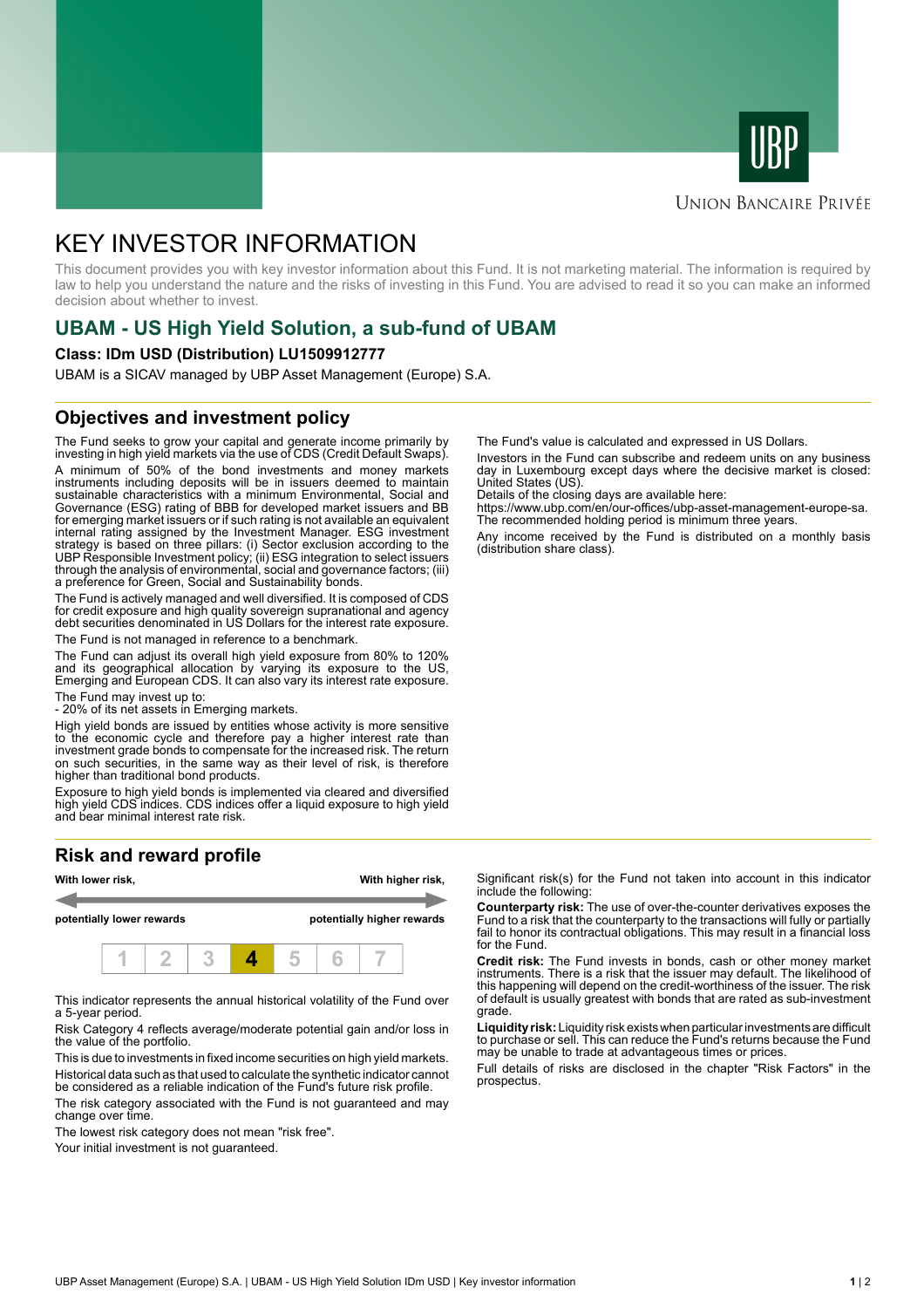UBP

Union Bancaire Privée

# KEY INVESTOR INFORMATION

This document provides you with key investor information about this Fund. It is not marketing material. The information is required by law to help you understand the nature and the risks of investing in this Fund. You are advised to read it so you can make an informed decision about whether to invest.

## UBAM - US High Yield Solution, a sub-fund of UBAM

**Class: IDm USD (Distribution) LU1509912777**

UBAM is a SICAV managed by UBP Asset Management (Europe) S.A.

## Objectives and investment policy

The Fund seeks to grow your capital and generate income primarily by investing in high yield markets via the use of CDS (Credit Default Swaps).

A minimum of 50% of the bond investments and money markets instruments including deposits will be in issuers deemed to maintain sustainable characteristics with a minimum Environmental, Social and Governance (ESG) rating of BBB for developed market issuers and BB for emerging market issuers or if such rating is not available an equivalent internal rating assigned by the Investment Manager. ESG investment strategy is based on three pillars: (i) Sector exclusion according to the UBP Responsible Investment policy; (ii) ESG integration to select issuers through the analysis of environmental, social and governance factors; (iii) a preference for Green, Social and Sustainability bonds.

The Fund is actively managed and well diversified. It is composed of CDS for credit exposure and high quality sovereign supranational and agency debt securities denominated in US Dollars for the interest rate exposure.

The Fund is not managed in reference to a benchmark.

The Fund can adjust its overall high yield exposure from 80% to 120% and its geographical allocation by varying its exposure to the US, Emerging and European CDS. It can also vary its interest rate exposure.

The Fund may invest up to:
- 20% of its net assets in Emerging markets.

High yield bonds are issued by entities whose activity is more sensitive to the economic cycle and therefore pay a higher interest rate than investment grade bonds to compensate for the increased risk. The return on such securities, in the same way as their level of risk, is therefore higher than traditional bond products.

Exposure to high yield bonds is implemented via cleared and diversified high yield CDS indices. CDS indices offer a liquid exposure to high yield and bear minimal interest rate risk.

The Fund's value is calculated and expressed in US Dollars.

Investors in the Fund can subscribe and redeem units on any business day in Luxembourg except days where the decisive market is closed: United States (US).
Details of the closing days are available here:
https://www.ubp.com/en/our-offices/ubp-asset-management-europe-sa.
The recommended holding period is minimum three years.

Any income received by the Fund is distributed on a monthly basis (distribution share class).

## Risk and reward profile

| **With lower risk,** | | | | | | **With higher risk,** |
|---|---|---|---|---|---|---|
| **potentially lower rewards** | | | | | | **potentially higher rewards** |
| 1 | 2 | 3 | **4** | 5 | 6 | 7 |

This indicator represents the annual historical volatility of the Fund over a 5-year period.

Risk Category 4 reflects average/moderate potential gain and/or loss in the value of the portfolio.

This is due to investments in fixed income securities on high yield markets.

Historical data such as that used to calculate the synthetic indicator cannot be considered as a reliable indication of the Fund's future risk profile.

The risk category associated with the Fund is not guaranteed and may change over time.

The lowest risk category does not mean "risk free".

Your initial investment is not guaranteed.

Significant risk(s) for the Fund not taken into account in this indicator include the following:

**Counterparty risk:** The use of over-the-counter derivatives exposes the Fund to a risk that the counterparty to the transactions will fully or partially fail to honor its contractual obligations. This may result in a financial loss for the Fund.

**Credit risk:** The Fund invests in bonds, cash or other money market instruments. There is a risk that the issuer may default. The likelihood of this happening will depend on the credit-worthiness of the issuer. The risk of default is usually greatest with bonds that are rated as sub-investment grade.

**Liquidity risk:** Liquidity risk exists when particular investments are difficult to purchase or sell. This can reduce the Fund's returns because the Fund may be unable to trade at advantageous times or prices.

Full details of risks are disclosed in the chapter "Risk Factors" in the prospectus.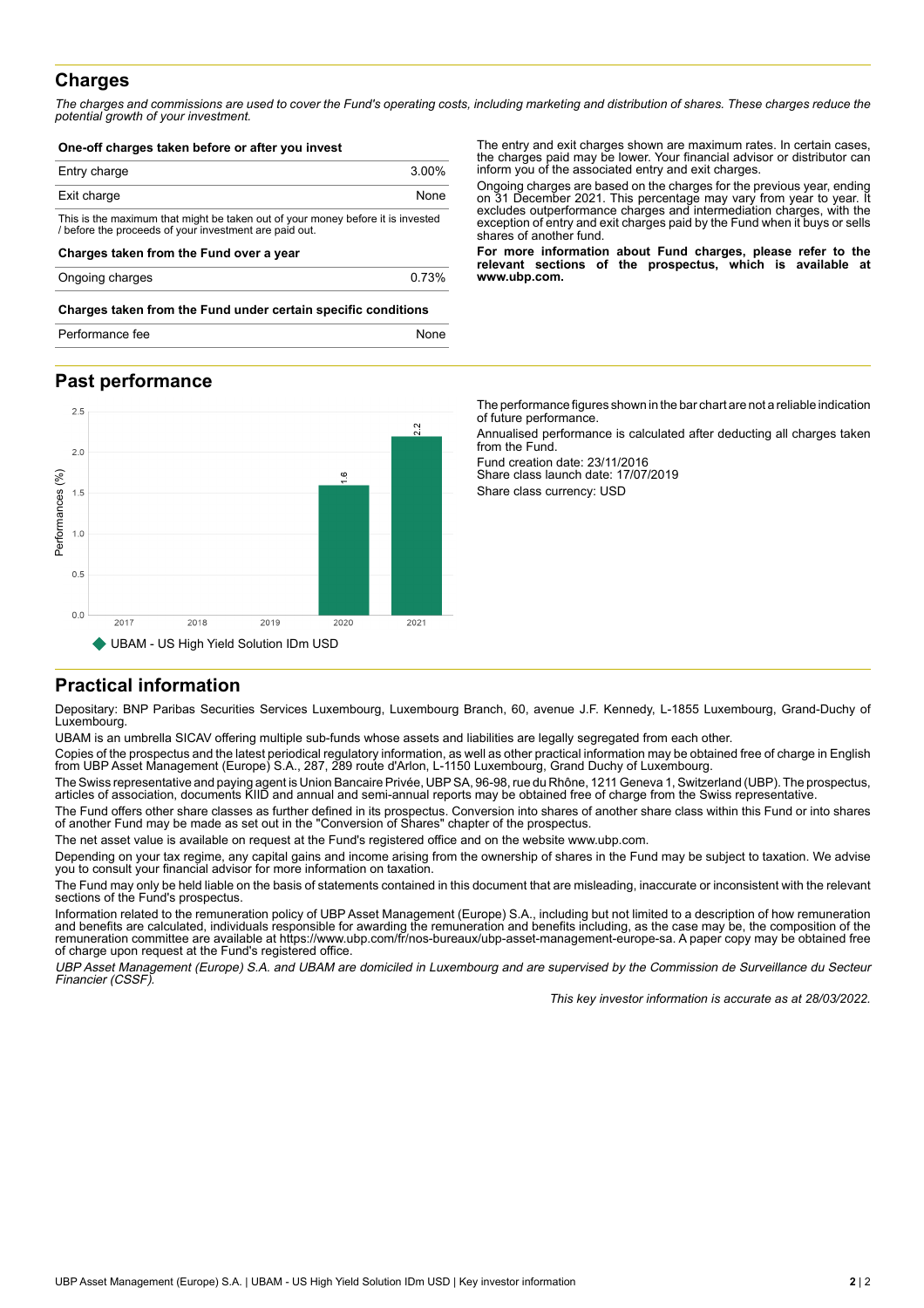## Charges

*The charges and commissions are used to cover the Fund's operating costs, including marketing and distribution of shares. These charges reduce the potential growth of your investment.*

| One-off charges taken before or after you invest | |
|---|---|
| Entry charge | 3.00% |
| Exit charge | None |

This is the maximum that might be taken out of your money before it is invested / before the proceeds of your investment are paid out.

| Charges taken from the Fund over a year | |
|---|---|
| Ongoing charges | 0.73% |

| Charges taken from the Fund under certain specific conditions | |
|---|---|
| Performance fee | None |

The entry and exit charges shown are maximum rates. In certain cases, the charges paid may be lower. Your financial advisor or distributor can inform you of the associated entry and exit charges.

Ongoing charges are based on the charges for the previous year, ending on 31 December 2021. This percentage may vary from year to year. It excludes outperformance charges and intermediation charges, with the exception of entry and exit charges paid by the Fund when it buys or sells shares of another fund.

**For more information about Fund charges, please refer to the relevant sections of the prospectus, which is available at www.ubp.com.**

## Past performance

Performances (%)

2.5
2.0
1.5
1.0
0.5
0.0

2017 2018 2019 2020 2021

1.6
2.2

UBAM - US High Yield Solution IDm USD

The performance figures shown in the bar chart are not a reliable indication of future performance.

Annualised performance is calculated after deducting all charges taken from the Fund.

Fund creation date: 23/11/2016
Share class launch date: 17/07/2019
Share class currency: USD

## Practical information

Depositary: BNP Paribas Securities Services Luxembourg, Luxembourg Branch, 60, avenue J.F. Kennedy, L-1855 Luxembourg, Grand-Duchy of Luxembourg.

UBAM is an umbrella SICAV offering multiple sub-funds whose assets and liabilities are legally segregated from each other.

Copies of the prospectus and the latest periodical regulatory information, as well as other practical information may be obtained free of charge in English from UBP Asset Management (Europe) S.A., 287, 289 route d'Arlon, L-1150 Luxembourg, Grand Duchy of Luxembourg.

The Swiss representative and paying agent is Union Bancaire Privée, UBP SA, 96-98, rue du Rhône, 1211 Geneva 1, Switzerland (UBP). The prospectus, articles of association, documents KIID and annual and semi-annual reports may be obtained free of charge from the Swiss representative.

The Fund offers other share classes as further defined in its prospectus. Conversion into shares of another share class within this Fund or into shares of another Fund may be made as set out in the "Conversion of Shares" chapter of the prospectus.

The net asset value is available on request at the Fund's registered office and on the website www.ubp.com.

Depending on your tax regime, any capital gains and income arising from the ownership of shares in the Fund may be subject to taxation. We advise you to consult your financial advisor for more information on taxation.

The Fund may only be held liable on the basis of statements contained in this document that are misleading, inaccurate or inconsistent with the relevant sections of the Fund's prospectus.

Information related to the remuneration policy of UBP Asset Management (Europe) S.A., including but not limited to a description of how remuneration and benefits are calculated, individuals responsible for awarding the remuneration and benefits including, as the case may be, the composition of the remuneration committee are available at https://www.ubp.com/fr/nos-bureaux/ubp-asset-management-europe-sa. A paper copy may be obtained free of charge upon request at the Fund's registered office.

*UBP Asset Management (Europe) S.A. and UBAM are domiciled in Luxembourg and are supervised by the Commission de Surveillance du Secteur Financier (CSSF).*

*This key investor information is accurate as at 28/03/2022.*